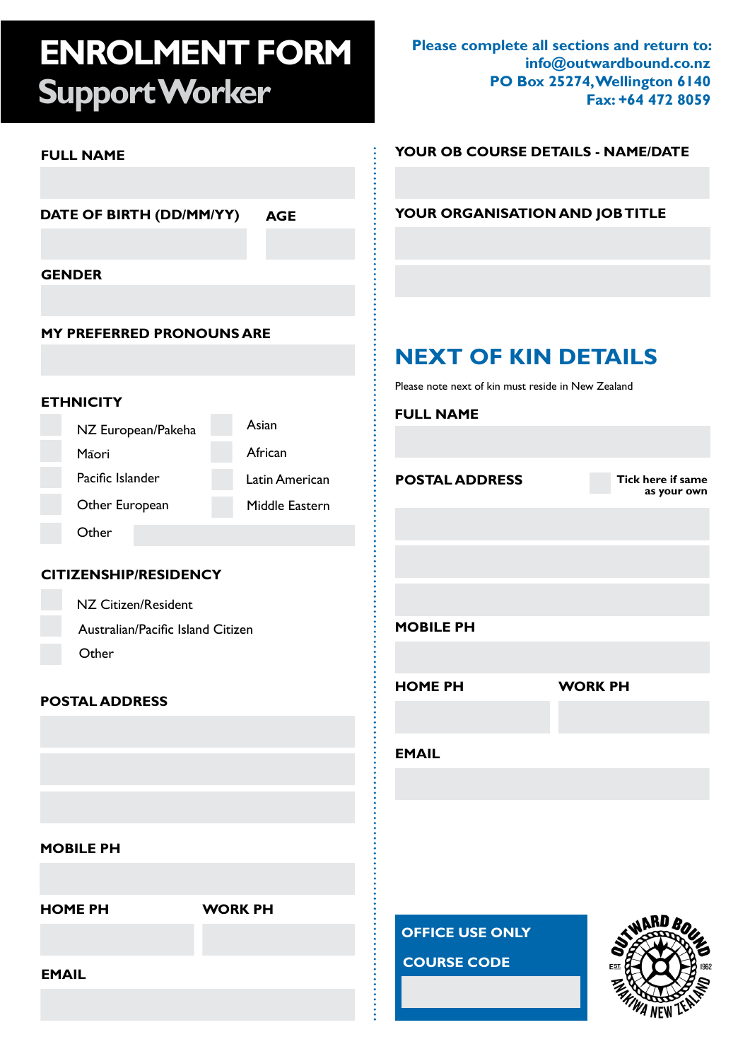# ENROLMENT FORM
## Support Worker

**Please complete all sections and return to:**
**info@outwardbound.co.nz**
**PO Box 25274, Wellington 6140**
**Fax: +64 472 8059**

**FULL NAME**

**DATE OF BIRTH (DD/MM/YY)** **AGE**

**GENDER**

**MY PREFERRED PRONOUNS ARE**

**ETHNICITY**

- NZ European/Pakeha
- Māori
- Pacific Islander
- Other European
- Other
- Asian
- African
- Latin American
- Middle Eastern

**CITIZENSHIP/RESIDENCY**

- NZ Citizen/Resident
- Australian/Pacific Island Citizen
- Other

**POSTAL ADDRESS**

**MOBILE PH**

**HOME PH** **WORK PH**

**EMAIL**

**YOUR OB COURSE DETAILS - NAME/DATE**

**YOUR ORGANISATION AND JOB TITLE**

## NEXT OF KIN DETAILS

Please note next of kin must reside in New Zealand

**FULL NAME**

**POSTAL ADDRESS** **Tick here if same as your own**

**MOBILE PH**

**HOME PH** **WORK PH**

**EMAIL**

**OFFICE USE ONLY**

**COURSE CODE**

OUTWARD BOUND AWAKIWA NEW ZEALAND EST 1962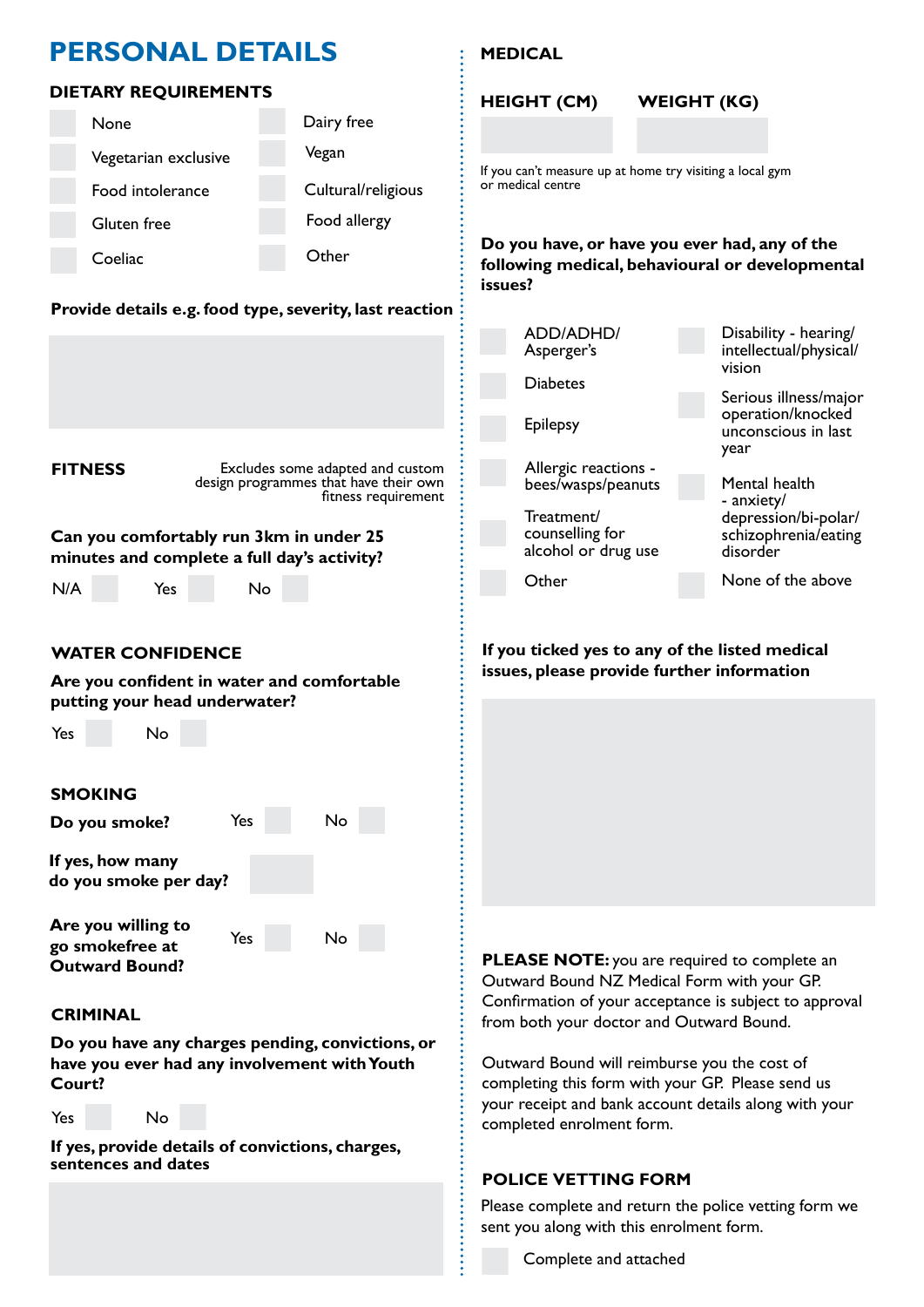# PERSONAL DETAILS

## DIETARY REQUIREMENTS

- [ ] None
- [ ] Vegetarian exclusive
- [ ] Food intolerance
- [ ] Gluten free
- [ ] Coeliac
- [ ] Dairy free
- [ ] Vegan
- [ ] Cultural/religious
- [ ] Food allergy
- [ ] Other

**Provide details e.g. food type, severity, last reaction**

## FITNESS

Excludes some adapted and custom design programmes that have their own fitness requirement

**Can you comfortably run 3km in under 25 minutes and complete a full day's activity?**

N/A [ ] Yes [ ] No [ ]

## WATER CONFIDENCE

**Are you confident in water and comfortable putting your head underwater?**

Yes [ ] No [ ]

## SMOKING

**Do you smoke?** Yes [ ] No [ ]

**If yes, how many do you smoke per day?**

**Are you willing to go smokefree at Outward Bound?** Yes [ ] No [ ]

## CRIMINAL

**Do you have any charges pending, convictions, or have you ever had any involvement with Youth Court?**

Yes [ ] No [ ]

**If yes, provide details of convictions, charges, sentences and dates**

## MEDICAL

**HEIGHT (CM)** **WEIGHT (KG)**

If you can't measure up at home try visiting a local gym or medical centre

**Do you have, or have you ever had, any of the following medical, behavioural or developmental issues?**

- [ ] ADD/ADHD/ Asperger's
- [ ] Diabetes
- [ ] Epilepsy
- [ ] Allergic reactions - bees/wasps/peanuts
- [ ] Treatment/ counselling for alcohol or drug use
- [ ] Other
- [ ] Disability - hearing/ intellectual/physical/ vision
- [ ] Serious illness/major operation/knocked unconscious in last year
- [ ] Mental health - anxiety/ depression/bi-polar/ schizophrenia/eating disorder
- [ ] None of the above

**If you ticked yes to any of the listed medical issues, please provide further information**

**PLEASE NOTE:** you are required to complete an Outward Bound NZ Medical Form with your GP. Confirmation of your acceptance is subject to approval from both your doctor and Outward Bound.

Outward Bound will reimburse you the cost of completing this form with your GP. Please send us your receipt and bank account details along with your completed enrolment form.

## POLICE VETTING FORM

Please complete and return the police vetting form we sent you along with this enrolment form.

- [ ] Complete and attached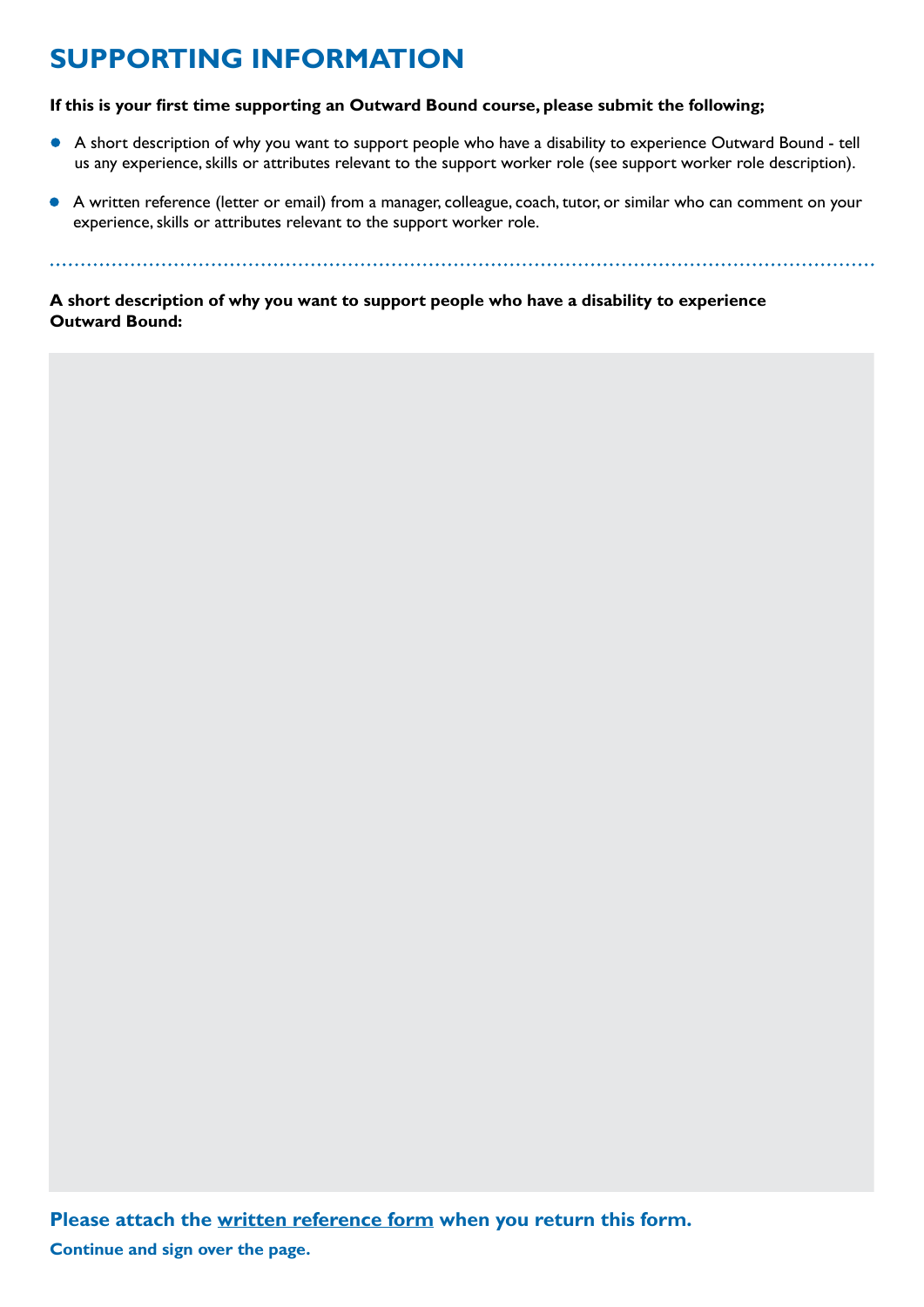# SUPPORTING INFORMATION

**If this is your first time supporting an Outward Bound course, please submit the following;**

- A short description of why you want to support people who have a disability to experience Outward Bound - tell us any experience, skills or attributes relevant to the support worker role (see support worker role description).
- A written reference (letter or email) from a manager, colleague, coach, tutor, or similar who can comment on your experience, skills or attributes relevant to the support worker role.

**A short description of why you want to support people who have a disability to experience Outward Bound:**

**Please attach the written reference form when you return this form.**

**Continue and sign over the page.**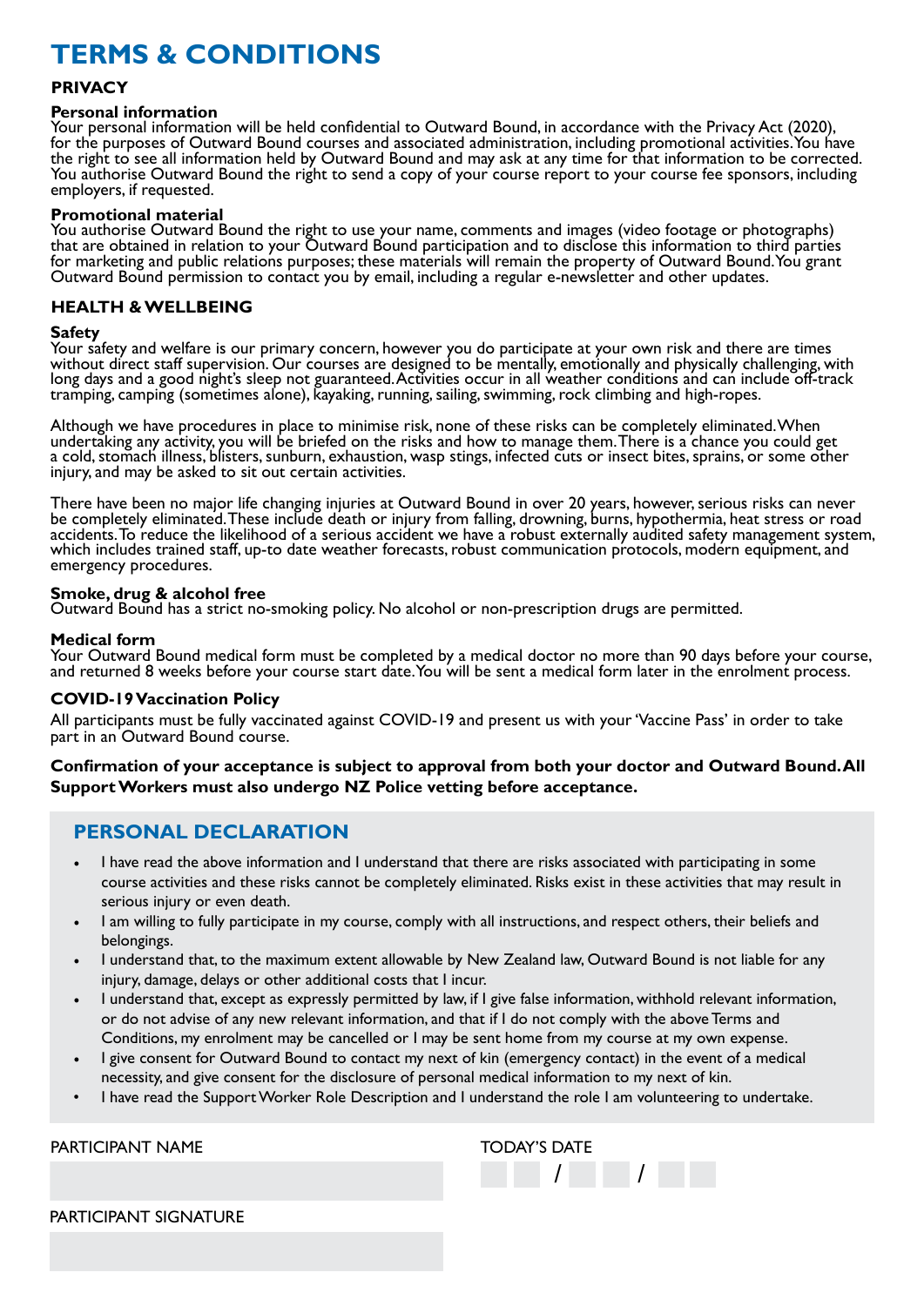# TERMS & CONDITIONS

## PRIVACY

### Personal information

Your personal information will be held confidential to Outward Bound, in accordance with the Privacy Act (2020), for the purposes of Outward Bound courses and associated administration, including promotional activities. You have the right to see all information held by Outward Bound and may ask at any time for that information to be corrected. You authorise Outward Bound the right to send a copy of your course report to your course fee sponsors, including employers, if requested.

### Promotional material

You authorise Outward Bound the right to use your name, comments and images (video footage or photographs) that are obtained in relation to your Outward Bound participation and to disclose this information to third parties for marketing and public relations purposes; these materials will remain the property of Outward Bound. You grant Outward Bound permission to contact you by email, including a regular e-newsletter and other updates.

## HEALTH & WELLBEING

### Safety

Your safety and welfare is our primary concern, however you do participate at your own risk and there are times without direct staff supervision. Our courses are designed to be mentally, emotionally and physically challenging, with long days and a good night's sleep not guaranteed. Activities occur in all weather conditions and can include off-track tramping, camping (sometimes alone), kayaking, running, sailing, swimming, rock climbing and high-ropes.

Although we have procedures in place to minimise risk, none of these risks can be completely eliminated. When undertaking any activity, you will be briefed on the risks and how to manage them. There is a chance you could get a cold, stomach illness, blisters, sunburn, exhaustion, wasp stings, infected cuts or insect bites, sprains, or some other injury, and may be asked to sit out certain activities.

There have been no major life changing injuries at Outward Bound in over 20 years, however, serious risks can never be completely eliminated. These include death or injury from falling, drowning, burns, hypothermia, heat stress or road accidents. To reduce the likelihood of a serious accident we have a robust externally audited safety management system, which includes trained staff, up-to date weather forecasts, robust communication protocols, modern equipment, and emergency procedures.

### Smoke, drug & alcohol free

Outward Bound has a strict no-smoking policy. No alcohol or non-prescription drugs are permitted.

### Medical form

Your Outward Bound medical form must be completed by a medical doctor no more than 90 days before your course, and returned 8 weeks before your course start date. You will be sent a medical form later in the enrolment process.

### COVID-19 Vaccination Policy

All participants must be fully vaccinated against COVID-19 and present us with your 'Vaccine Pass' in order to take part in an Outward Bound course.

**Confirmation of your acceptance is subject to approval from both your doctor and Outward Bound. All Support Workers must also undergo NZ Police vetting before acceptance.**

## PERSONAL DECLARATION

- I have read the above information and I understand that there are risks associated with participating in some course activities and these risks cannot be completely eliminated. Risks exist in these activities that may result in serious injury or even death.
- I am willing to fully participate in my course, comply with all instructions, and respect others, their beliefs and belongings.
- I understand that, to the maximum extent allowable by New Zealand law, Outward Bound is not liable for any injury, damage, delays or other additional costs that I incur.
- I understand that, except as expressly permitted by law, if I give false information, withhold relevant information, or do not advise of any new relevant information, and that if I do not comply with the above Terms and Conditions, my enrolment may be cancelled or I may be sent home from my course at my own expense.
- I give consent for Outward Bound to contact my next of kin (emergency contact) in the event of a medical necessity, and give consent for the disclosure of personal medical information to my next of kin.
- I have read the Support Worker Role Description and I understand the role I am volunteering to undertake.

PARTICIPANT NAME

TODAY'S DATE

__ __ / __ __ / __ __

PARTICIPANT SIGNATURE